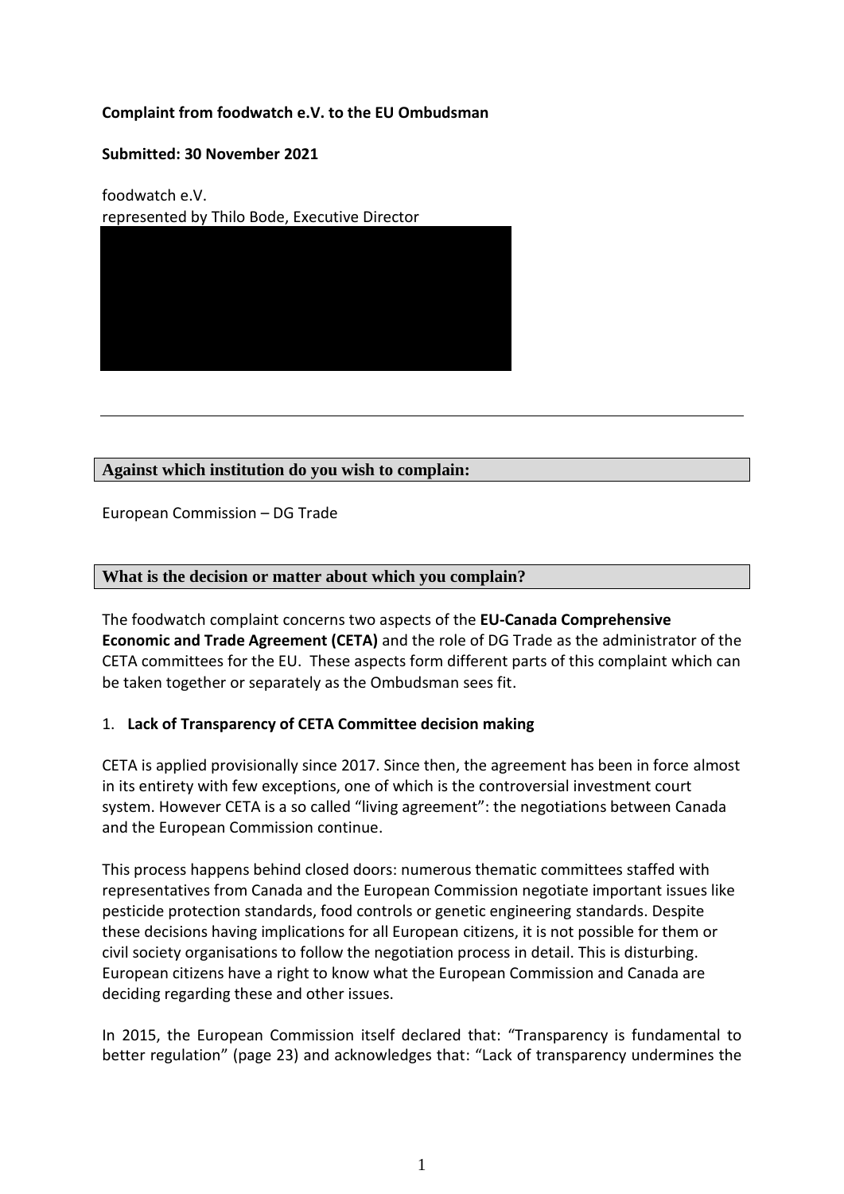**Complaint from foodwatch e.V. to the EU Ombudsman**

**Submitted: 30 November 2021**

foodwatch e.V.
represented by Thilo Bode, Executive Director

---

**Against which institution do you wish to complain:**

European Commission – DG Trade

**What is the decision or matter about which you complain?**

The foodwatch complaint concerns two aspects of the **EU-Canada Comprehensive Economic and Trade Agreement (CETA)** and the role of DG Trade as the administrator of the CETA committees for the EU. These aspects form different parts of this complaint which can be taken together or separately as the Ombudsman sees fit.

1. **Lack of Transparency of CETA Committee decision making**

CETA is applied provisionally since 2017. Since then, the agreement has been in force almost in its entirety with few exceptions, one of which is the controversial investment court system. However CETA is a so called "living agreement": the negotiations between Canada and the European Commission continue.

This process happens behind closed doors: numerous thematic committees staffed with representatives from Canada and the European Commission negotiate important issues like pesticide protection standards, food controls or genetic engineering standards. Despite these decisions having implications for all European citizens, it is not possible for them or civil society organisations to follow the negotiation process in detail. This is disturbing. European citizens have a right to know what the European Commission and Canada are deciding regarding these and other issues.

In 2015, the European Commission itself declared that: "Transparency is fundamental to better regulation" (page 23) and acknowledges that: "Lack of transparency undermines the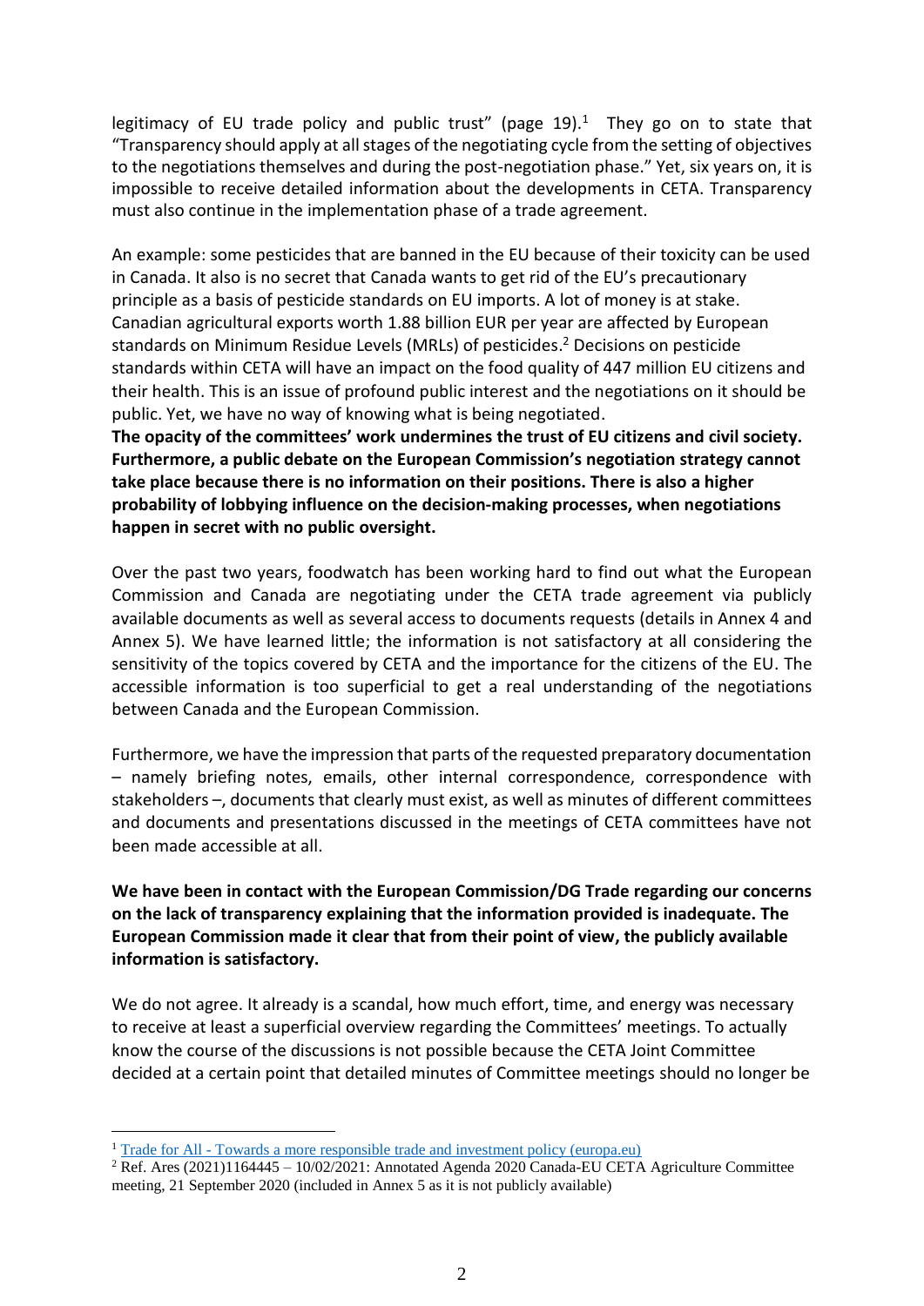legitimacy of EU trade policy and public trust" (page 19).[1] They go on to state that "Transparency should apply at all stages of the negotiating cycle from the setting of objectives to the negotiations themselves and during the post-negotiation phase." Yet, six years on, it is impossible to receive detailed information about the developments in CETA. Transparency must also continue in the implementation phase of a trade agreement.

An example: some pesticides that are banned in the EU because of their toxicity can be used in Canada. It also is no secret that Canada wants to get rid of the EU's precautionary principle as a basis of pesticide standards on EU imports. A lot of money is at stake. Canadian agricultural exports worth 1.88 billion EUR per year are affected by European standards on Minimum Residue Levels (MRLs) of pesticides.[2] Decisions on pesticide standards within CETA will have an impact on the food quality of 447 million EU citizens and their health. This is an issue of profound public interest and the negotiations on it should be public. Yet, we have no way of knowing what is being negotiated.

**The opacity of the committees' work undermines the trust of EU citizens and civil society. Furthermore, a public debate on the European Commission's negotiation strategy cannot take place because there is no information on their positions. There is also a higher probability of lobbying influence on the decision-making processes, when negotiations happen in secret with no public oversight.**

Over the past two years, foodwatch has been working hard to find out what the European Commission and Canada are negotiating under the CETA trade agreement via publicly available documents as well as several access to documents requests (details in Annex 4 and Annex 5). We have learned little; the information is not satisfactory at all considering the sensitivity of the topics covered by CETA and the importance for the citizens of the EU. The accessible information is too superficial to get a real understanding of the negotiations between Canada and the European Commission.

Furthermore, we have the impression that parts of the requested preparatory documentation – namely briefing notes, emails, other internal correspondence, correspondence with stakeholders –, documents that clearly must exist, as well as minutes of different committees and documents and presentations discussed in the meetings of CETA committees have not been made accessible at all.

**We have been in contact with the European Commission/DG Trade regarding our concerns on the lack of transparency explaining that the information provided is inadequate. The European Commission made it clear that from their point of view, the publicly available information is satisfactory.**

We do not agree. It already is a scandal, how much effort, time, and energy was necessary to receive at least a superficial overview regarding the Committees' meetings. To actually know the course of the discussions is not possible because the CETA Joint Committee decided at a certain point that detailed minutes of Committee meetings should no longer be

---

[1] Trade for All - Towards a more responsible trade and investment policy (europa.eu)

[2] Ref. Ares (2021)1164445 – 10/02/2021: Annotated Agenda 2020 Canada-EU CETA Agriculture Committee meeting, 21 September 2020 (included in Annex 5 as it is not publicly available)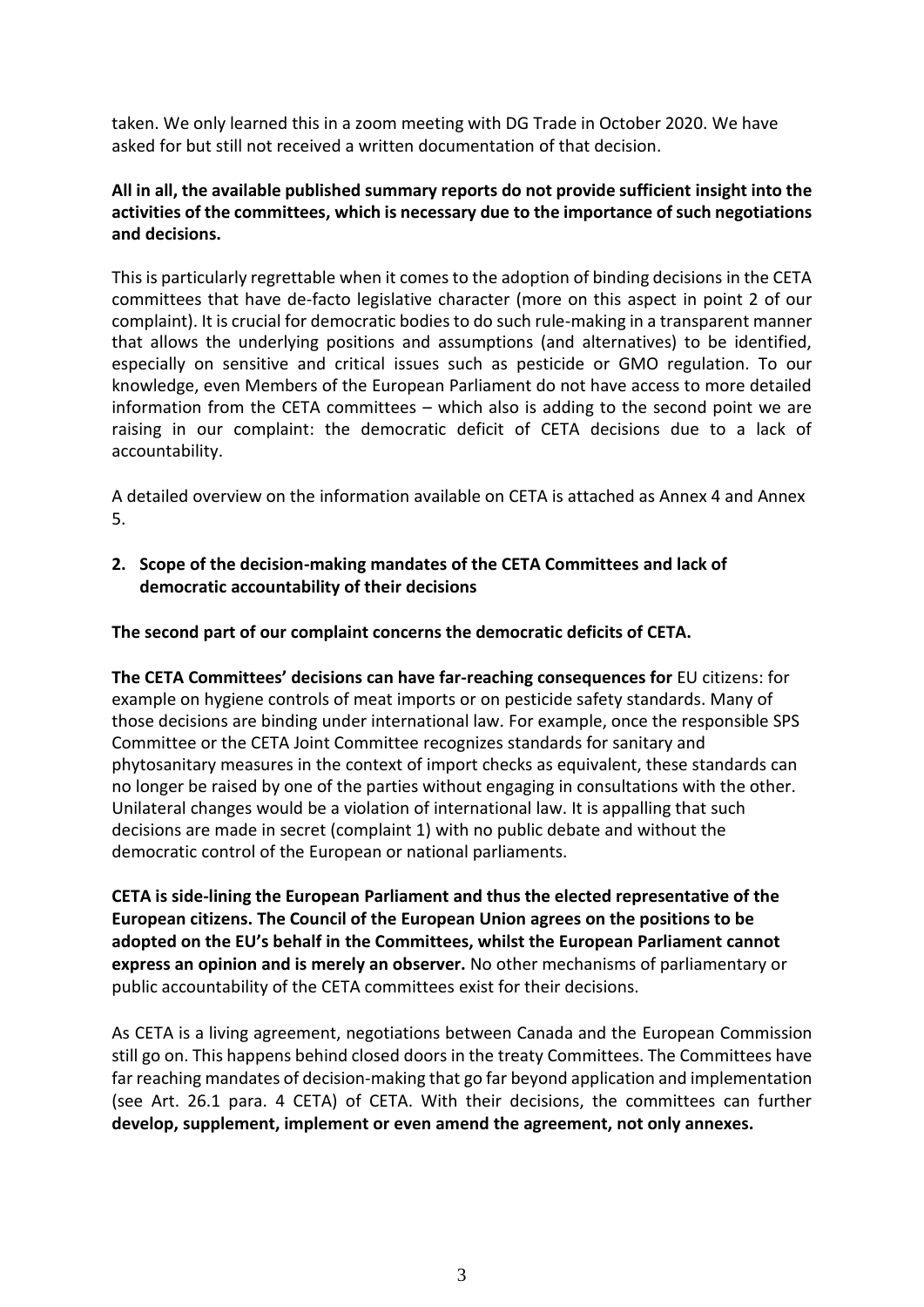taken. We only learned this in a zoom meeting with DG Trade in October 2020. We have asked for but still not received a written documentation of that decision.

**All in all, the available published summary reports do not provide sufficient insight into the activities of the committees, which is necessary due to the importance of such negotiations and decisions.**

This is particularly regrettable when it comes to the adoption of binding decisions in the CETA committees that have de-facto legislative character (more on this aspect in point 2 of our complaint). It is crucial for democratic bodies to do such rule-making in a transparent manner that allows the underlying positions and assumptions (and alternatives) to be identified, especially on sensitive and critical issues such as pesticide or GMO regulation. To our knowledge, even Members of the European Parliament do not have access to more detailed information from the CETA committees – which also is adding to the second point we are raising in our complaint: the democratic deficit of CETA decisions due to a lack of accountability.

A detailed overview on the information available on CETA is attached as Annex 4 and Annex 5.

## 2. Scope of the decision-making mandates of the CETA Committees and lack of democratic accountability of their decisions

**The second part of our complaint concerns the democratic deficits of CETA.**

**The CETA Committees' decisions can have far-reaching consequences for** EU citizens: for example on hygiene controls of meat imports or on pesticide safety standards. Many of those decisions are binding under international law. For example, once the responsible SPS Committee or the CETA Joint Committee recognizes standards for sanitary and phytosanitary measures in the context of import checks as equivalent, these standards can no longer be raised by one of the parties without engaging in consultations with the other. Unilateral changes would be a violation of international law. It is appalling that such decisions are made in secret (complaint 1) with no public debate and without the democratic control of the European or national parliaments.

**CETA is side-lining the European Parliament and thus the elected representative of the European citizens. The Council of the European Union agrees on the positions to be adopted on the EU's behalf in the Committees, whilst the European Parliament cannot express an opinion and is merely an observer.** No other mechanisms of parliamentary or public accountability of the CETA committees exist for their decisions.

As CETA is a living agreement, negotiations between Canada and the European Commission still go on. This happens behind closed doors in the treaty Committees. The Committees have far reaching mandates of decision-making that go far beyond application and implementation (see Art. 26.1 para. 4 CETA) of CETA. With their decisions, the committees can further **develop, supplement, implement or even amend the agreement, not only annexes.**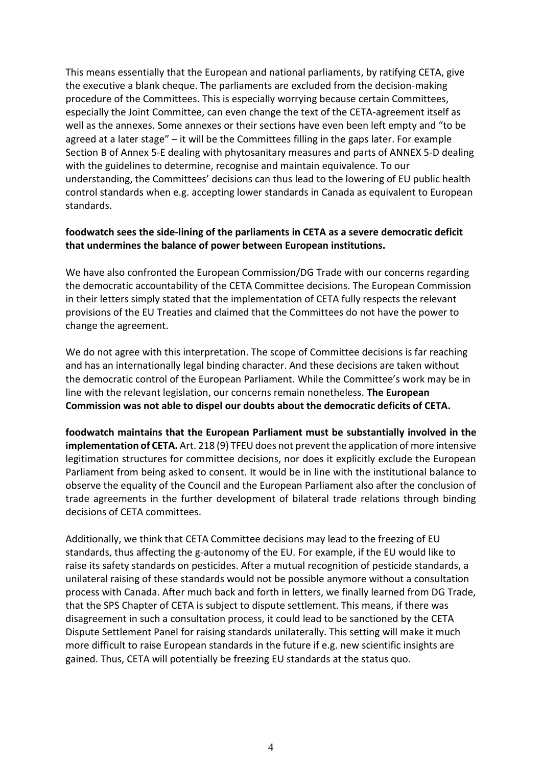This means essentially that the European and national parliaments, by ratifying CETA, give the executive a blank cheque. The parliaments are excluded from the decision-making procedure of the Committees. This is especially worrying because certain Committees, especially the Joint Committee, can even change the text of the CETA-agreement itself as well as the annexes. Some annexes or their sections have even been left empty and "to be agreed at a later stage" – it will be the Committees filling in the gaps later. For example Section B of Annex 5-E dealing with phytosanitary measures and parts of ANNEX 5-D dealing with the guidelines to determine, recognise and maintain equivalence. To our understanding, the Committees' decisions can thus lead to the lowering of EU public health control standards when e.g. accepting lower standards in Canada as equivalent to European standards.

**foodwatch sees the side-lining of the parliaments in CETA as a severe democratic deficit that undermines the balance of power between European institutions.**

We have also confronted the European Commission/DG Trade with our concerns regarding the democratic accountability of the CETA Committee decisions. The European Commission in their letters simply stated that the implementation of CETA fully respects the relevant provisions of the EU Treaties and claimed that the Committees do not have the power to change the agreement.

We do not agree with this interpretation. The scope of Committee decisions is far reaching and has an internationally legal binding character. And these decisions are taken without the democratic control of the European Parliament. While the Committee's work may be in line with the relevant legislation, our concerns remain nonetheless. **The European Commission was not able to dispel our doubts about the democratic deficits of CETA.**

**foodwatch maintains that the European Parliament must be substantially involved in the implementation of CETA.** Art. 218 (9) TFEU does not prevent the application of more intensive legitimation structures for committee decisions, nor does it explicitly exclude the European Parliament from being asked to consent. It would be in line with the institutional balance to observe the equality of the Council and the European Parliament also after the conclusion of trade agreements in the further development of bilateral trade relations through binding decisions of CETA committees.

Additionally, we think that CETA Committee decisions may lead to the freezing of EU standards, thus affecting the g-autonomy of the EU. For example, if the EU would like to raise its safety standards on pesticides. After a mutual recognition of pesticide standards, a unilateral raising of these standards would not be possible anymore without a consultation process with Canada. After much back and forth in letters, we finally learned from DG Trade, that the SPS Chapter of CETA is subject to dispute settlement. This means, if there was disagreement in such a consultation process, it could lead to be sanctioned by the CETA Dispute Settlement Panel for raising standards unilaterally. This setting will make it much more difficult to raise European standards in the future if e.g. new scientific insights are gained. Thus, CETA will potentially be freezing EU standards at the status quo.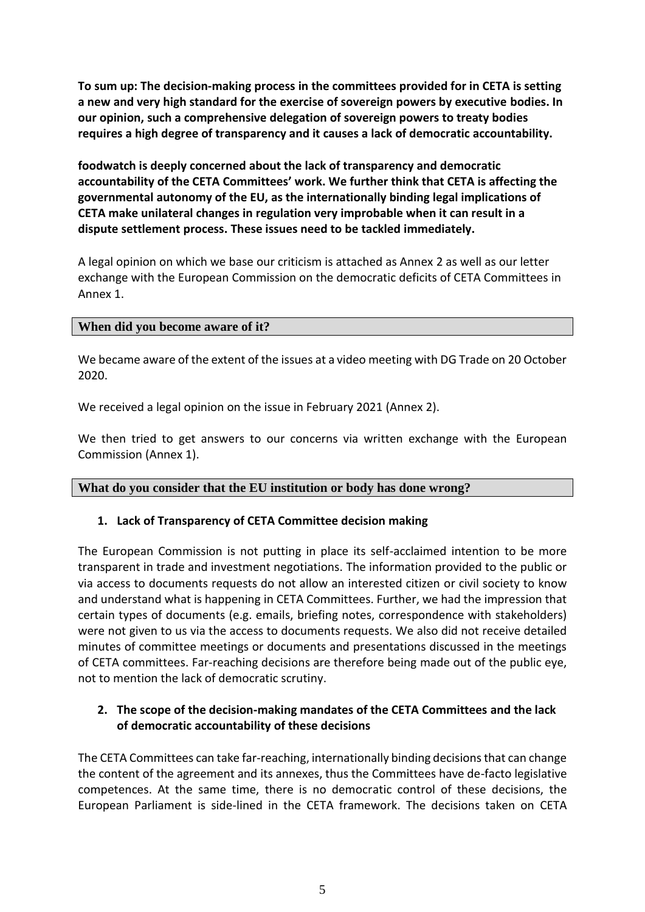**To sum up: The decision-making process in the committees provided for in CETA is setting a new and very high standard for the exercise of sovereign powers by executive bodies. In our opinion, such a comprehensive delegation of sovereign powers to treaty bodies requires a high degree of transparency and it causes a lack of democratic accountability.**

**foodwatch is deeply concerned about the lack of transparency and democratic accountability of the CETA Committees' work. We further think that CETA is affecting the governmental autonomy of the EU, as the internationally binding legal implications of CETA make unilateral changes in regulation very improbable when it can result in a dispute settlement process. These issues need to be tackled immediately.**

A legal opinion on which we base our criticism is attached as Annex 2 as well as our letter exchange with the European Commission on the democratic deficits of CETA Committees in Annex 1.

## When did you become aware of it?

We became aware of the extent of the issues at a video meeting with DG Trade on 20 October 2020.

We received a legal opinion on the issue in February 2021 (Annex 2).

We then tried to get answers to our concerns via written exchange with the European Commission (Annex 1).

## What do you consider that the EU institution or body has done wrong?

### 1. Lack of Transparency of CETA Committee decision making

The European Commission is not putting in place its self-acclaimed intention to be more transparent in trade and investment negotiations. The information provided to the public or via access to documents requests do not allow an interested citizen or civil society to know and understand what is happening in CETA Committees. Further, we had the impression that certain types of documents (e.g. emails, briefing notes, correspondence with stakeholders) were not given to us via the access to documents requests. We also did not receive detailed minutes of committee meetings or documents and presentations discussed in the meetings of CETA committees. Far-reaching decisions are therefore being made out of the public eye, not to mention the lack of democratic scrutiny.

### 2. The scope of the decision-making mandates of the CETA Committees and the lack of democratic accountability of these decisions

The CETA Committees can take far-reaching, internationally binding decisions that can change the content of the agreement and its annexes, thus the Committees have de-facto legislative competences. At the same time, there is no democratic control of these decisions, the European Parliament is side-lined in the CETA framework. The decisions taken on CETA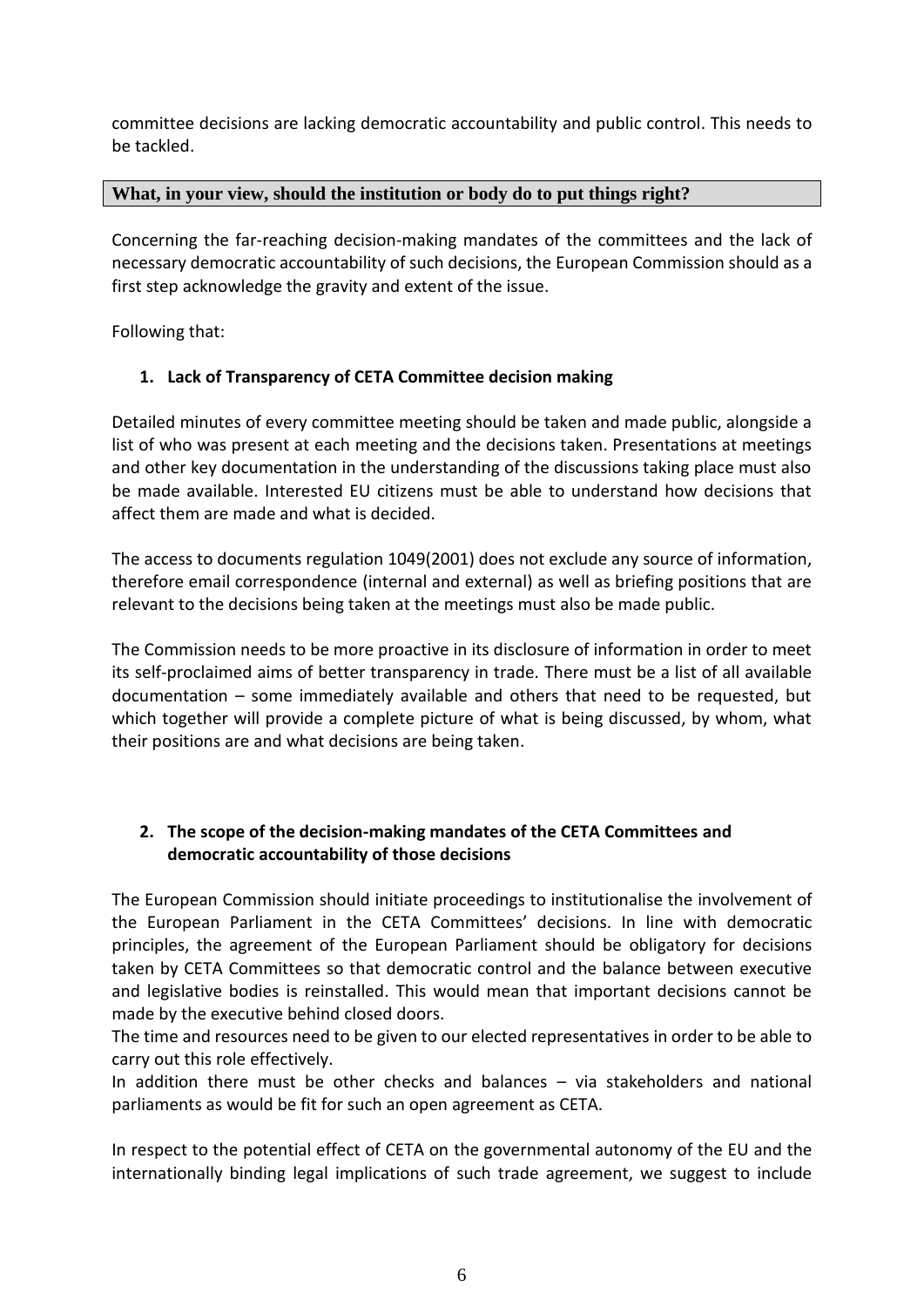committee decisions are lacking democratic accountability and public control. This needs to be tackled.

**What, in your view, should the institution or body do to put things right?**

Concerning the far-reaching decision-making mandates of the committees and the lack of necessary democratic accountability of such decisions, the European Commission should as a first step acknowledge the gravity and extent of the issue.

Following that:

1. **Lack of Transparency of CETA Committee decision making**

Detailed minutes of every committee meeting should be taken and made public, alongside a list of who was present at each meeting and the decisions taken. Presentations at meetings and other key documentation in the understanding of the discussions taking place must also be made available. Interested EU citizens must be able to understand how decisions that affect them are made and what is decided.

The access to documents regulation 1049(2001) does not exclude any source of information, therefore email correspondence (internal and external) as well as briefing positions that are relevant to the decisions being taken at the meetings must also be made public.

The Commission needs to be more proactive in its disclosure of information in order to meet its self-proclaimed aims of better transparency in trade. There must be a list of all available documentation – some immediately available and others that need to be requested, but which together will provide a complete picture of what is being discussed, by whom, what their positions are and what decisions are being taken.

2. **The scope of the decision-making mandates of the CETA Committees and democratic accountability of those decisions**

The European Commission should initiate proceedings to institutionalise the involvement of the European Parliament in the CETA Committees' decisions. In line with democratic principles, the agreement of the European Parliament should be obligatory for decisions taken by CETA Committees so that democratic control and the balance between executive and legislative bodies is reinstalled. This would mean that important decisions cannot be made by the executive behind closed doors.
The time and resources need to be given to our elected representatives in order to be able to carry out this role effectively.
In addition there must be other checks and balances – via stakeholders and national parliaments as would be fit for such an open agreement as CETA.

In respect to the potential effect of CETA on the governmental autonomy of the EU and the internationally binding legal implications of such trade agreement, we suggest to include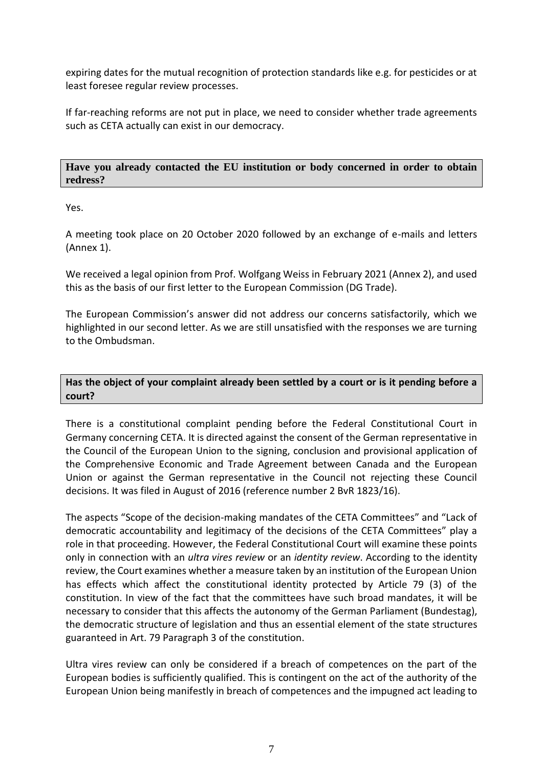expiring dates for the mutual recognition of protection standards like e.g. for pesticides or at least foresee regular review processes.

If far-reaching reforms are not put in place, we need to consider whether trade agreements such as CETA actually can exist in our democracy.

**Have you already contacted the EU institution or body concerned in order to obtain redress?**

Yes.

A meeting took place on 20 October 2020 followed by an exchange of e-mails and letters (Annex 1).

We received a legal opinion from Prof. Wolfgang Weiss in February 2021 (Annex 2), and used this as the basis of our first letter to the European Commission (DG Trade).

The European Commission's answer did not address our concerns satisfactorily, which we highlighted in our second letter. As we are still unsatisfied with the responses we are turning to the Ombudsman.

**Has the object of your complaint already been settled by a court or is it pending before a court?**

There is a constitutional complaint pending before the Federal Constitutional Court in Germany concerning CETA. It is directed against the consent of the German representative in the Council of the European Union to the signing, conclusion and provisional application of the Comprehensive Economic and Trade Agreement between Canada and the European Union or against the German representative in the Council not rejecting these Council decisions. It was filed in August of 2016 (reference number 2 BvR 1823/16).

The aspects "Scope of the decision-making mandates of the CETA Committees" and "Lack of democratic accountability and legitimacy of the decisions of the CETA Committees" play a role in that proceeding. However, the Federal Constitutional Court will examine these points only in connection with an *ultra vires review* or an *identity review*. According to the identity review, the Court examines whether a measure taken by an institution of the European Union has effects which affect the constitutional identity protected by Article 79 (3) of the constitution. In view of the fact that the committees have such broad mandates, it will be necessary to consider that this affects the autonomy of the German Parliament (Bundestag), the democratic structure of legislation and thus an essential element of the state structures guaranteed in Art. 79 Paragraph 3 of the constitution.

Ultra vires review can only be considered if a breach of competences on the part of the European bodies is sufficiently qualified. This is contingent on the act of the authority of the European Union being manifestly in breach of competences and the impugned act leading to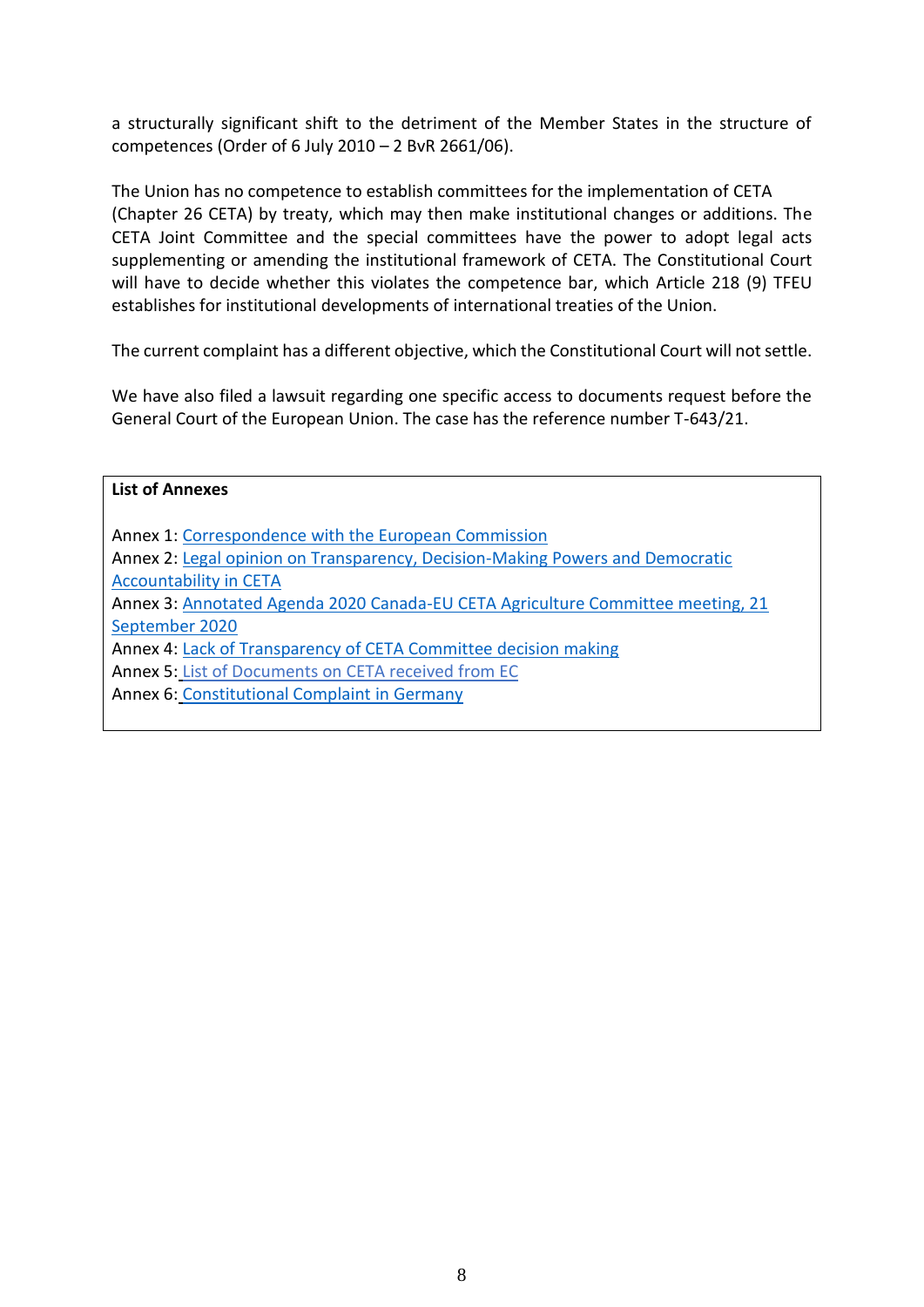a structurally significant shift to the detriment of the Member States in the structure of competences (Order of 6 July 2010 – 2 BvR 2661/06).

The Union has no competence to establish committees for the implementation of CETA (Chapter 26 CETA) by treaty, which may then make institutional changes or additions. The CETA Joint Committee and the special committees have the power to adopt legal acts supplementing or amending the institutional framework of CETA. The Constitutional Court will have to decide whether this violates the competence bar, which Article 218 (9) TFEU establishes for institutional developments of international treaties of the Union.

The current complaint has a different objective, which the Constitutional Court will not settle.

We have also filed a lawsuit regarding one specific access to documents request before the General Court of the European Union. The case has the reference number T-643/21.

**List of Annexes**

Annex 1: Correspondence with the European Commission
Annex 2: Legal opinion on Transparency, Decision-Making Powers and Democratic Accountability in CETA
Annex 3: Annotated Agenda 2020 Canada-EU CETA Agriculture Committee meeting, 21 September 2020
Annex 4: Lack of Transparency of CETA Committee decision making
Annex 5: List of Documents on CETA received from EC
Annex 6: Constitutional Complaint in Germany